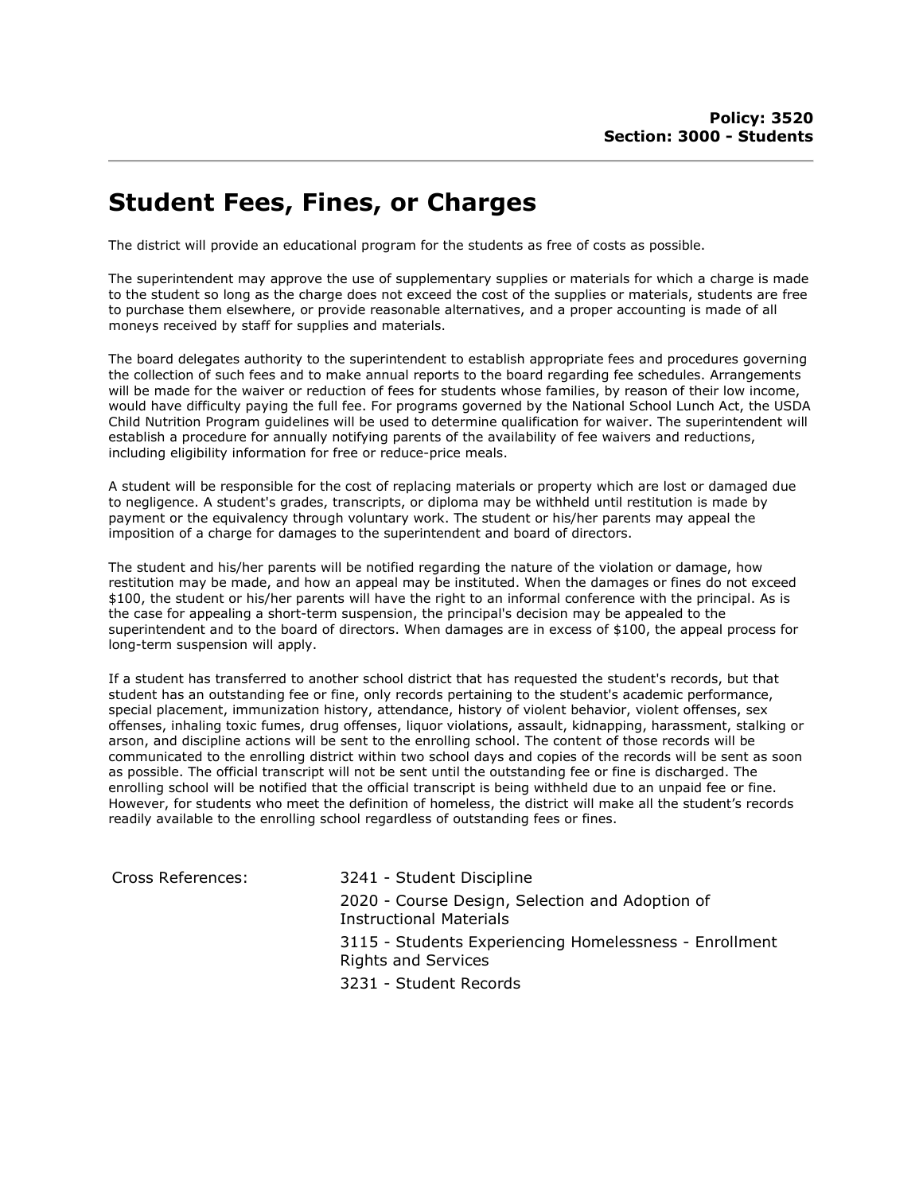**Policy: 3520**
**Section: 3000 - Students**

# Student Fees, Fines, or Charges

The district will provide an educational program for the students as free of costs as possible.

The superintendent may approve the use of supplementary supplies or materials for which a charge is made to the student so long as the charge does not exceed the cost of the supplies or materials, students are free to purchase them elsewhere, or provide reasonable alternatives, and a proper accounting is made of all moneys received by staff for supplies and materials.

The board delegates authority to the superintendent to establish appropriate fees and procedures governing the collection of such fees and to make annual reports to the board regarding fee schedules. Arrangements will be made for the waiver or reduction of fees for students whose families, by reason of their low income, would have difficulty paying the full fee. For programs governed by the National School Lunch Act, the USDA Child Nutrition Program guidelines will be used to determine qualification for waiver. The superintendent will establish a procedure for annually notifying parents of the availability of fee waivers and reductions, including eligibility information for free or reduce-price meals.

A student will be responsible for the cost of replacing materials or property which are lost or damaged due to negligence. A student's grades, transcripts, or diploma may be withheld until restitution is made by payment or the equivalency through voluntary work. The student or his/her parents may appeal the imposition of a charge for damages to the superintendent and board of directors.

The student and his/her parents will be notified regarding the nature of the violation or damage, how restitution may be made, and how an appeal may be instituted. When the damages or fines do not exceed $100, the student or his/her parents will have the right to an informal conference with the principal. As is the case for appealing a short-term suspension, the principal's decision may be appealed to the superintendent and to the board of directors. When damages are in excess of $100, the appeal process for long-term suspension will apply.

If a student has transferred to another school district that has requested the student's records, but that student has an outstanding fee or fine, only records pertaining to the student's academic performance, special placement, immunization history, attendance, history of violent behavior, violent offenses, sex offenses, inhaling toxic fumes, drug offenses, liquor violations, assault, kidnapping, harassment, stalking or arson, and discipline actions will be sent to the enrolling school. The content of those records will be communicated to the enrolling district within two school days and copies of the records will be sent as soon as possible. The official transcript will not be sent until the outstanding fee or fine is discharged. The enrolling school will be notified that the official transcript is being withheld due to an unpaid fee or fine. However, for students who meet the definition of homeless, the district will make all the student's records readily available to the enrolling school regardless of outstanding fees or fines.

| Cross References: | |
|---|---|
| | 3241 - Student Discipline |
| | 2020 - Course Design, Selection and Adoption of Instructional Materials |
| | 3115 - Students Experiencing Homelessness - Enrollment Rights and Services |
| | 3231 - Student Records |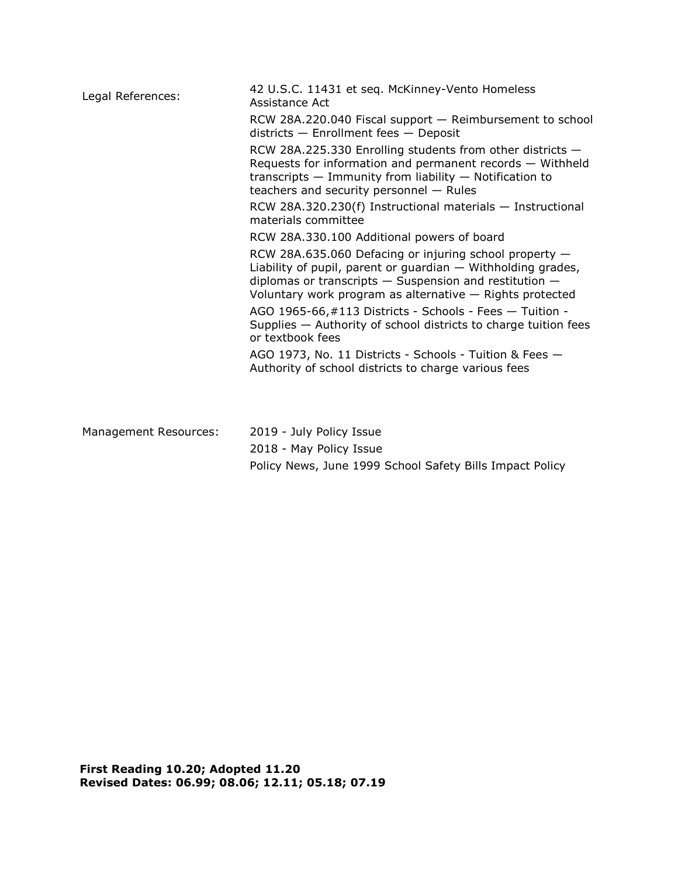Legal References:

42 U.S.C. 11431 et seq. McKinney-Vento Homeless Assistance Act

RCW 28A.220.040 Fiscal support — Reimbursement to school districts — Enrollment fees — Deposit

RCW 28A.225.330 Enrolling students from other districts — Requests for information and permanent records — Withheld transcripts — Immunity from liability — Notification to teachers and security personnel — Rules

RCW 28A.320.230(f) Instructional materials — Instructional materials committee

RCW 28A.330.100 Additional powers of board

RCW 28A.635.060 Defacing or injuring school property — Liability of pupil, parent or guardian — Withholding grades, diplomas or transcripts — Suspension and restitution — Voluntary work program as alternative — Rights protected

AGO 1965-66,#113 Districts - Schools - Fees — Tuition - Supplies — Authority of school districts to charge tuition fees or textbook fees

AGO 1973, No. 11 Districts - Schools - Tuition & Fees — Authority of school districts to charge various fees

Management Resources:

2019 - July Policy Issue

2018 - May Policy Issue

Policy News, June 1999 School Safety Bills Impact Policy

**First Reading 10.20; Adopted 11.20**
**Revised Dates: 06.99; 08.06; 12.11; 05.18; 07.19**